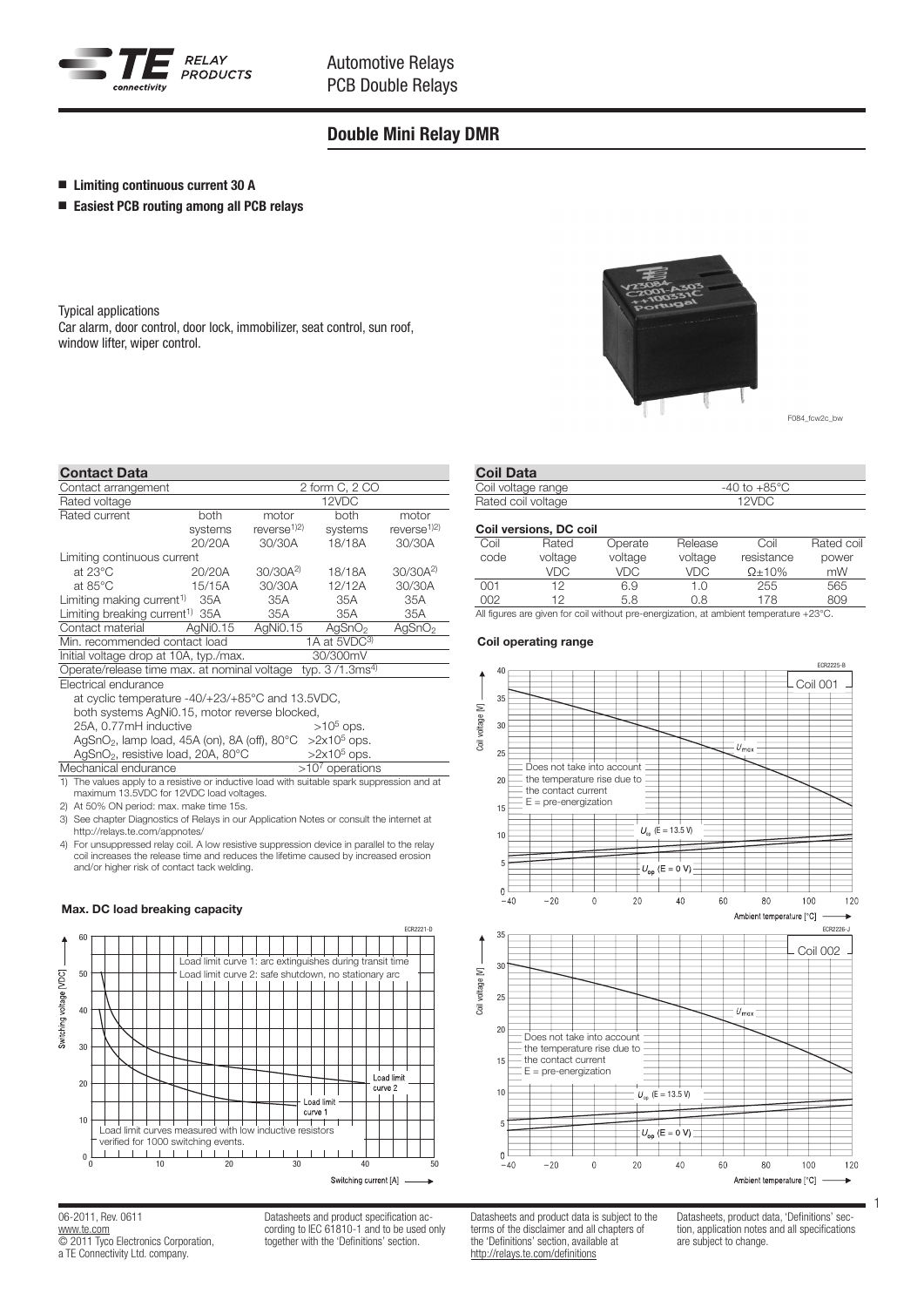Automotive Relays
PCB Double Relays

# Double Mini Relay DMR

- **Limiting continuous current 30 A**
- **Easiest PCB routing among all PCB relays**

Typical applications
Car alarm, door control, door lock, immobilizer, seat control, sun roof, window lifter, wiper control.

F084_fcw2c_bw

## Contact Data

| Contact Data | | | | |
|---|---|---|---|---|
| Contact arrangement | 2 form C, 2 CO | | | |
| Rated voltage | 12VDC | | | |
| Rated current | both systems 20/20A | motor reverse[1)2)] 30/30A | both systems 18/18A | motor reverse[1)2)] 30/30A |
| Limiting continuous current | | | | |
| at 23°C | 20/20A | 30/30A[2)] | 18/18A | 30/30A[2)] |
| at 85°C | 15/15A | 30/30A | 12/12A | 30/30A |
| Limiting making current[1)] | 35A | 35A | 35A | 35A |
| Limiting breaking current[1)] | 35A | 35A | 35A | 35A |
| Contact material | AgNi0.15 | AgNi0.15 | $AgSnO_2$ | $AgSnO_2$ |
| Min. recommended contact load | 1A at 5VDC[3)] | | | |
| Initial voltage drop at 10A, typ./max. | 30/300mV | | | |
| Operate/release time max. at nominal voltage | typ. 3 /1.3ms[4)] | | | |
| Electrical endurance | | | | |
| at cyclic temperature -40/+23/+85°C and 13.5VDC, both systems AgNi0.15, motor reverse blocked, 25A, 0.77mH inductive | $>10^5$ ops. | | | |
| $AgSnO_2$, lamp load, 45A (on), 8A (off), 80°C | $>2x10^5$ ops. | | | |
| $AgSnO_2$, resistive load, 20A, 80°C | $>2x10^5$ ops. | | | |
| Mechanical endurance | $>10^7$ operations | | | |

1) The values apply to a resistive or inductive load with suitable spark suppression and at maximum 13.5VDC for 12VDC load voltages.
2) At 50% ON period: max. make time 15s.
3) See chapter Diagnostics of Relays in our Application Notes or consult the internet at http://relays.te.com/appnotes/
4) For unsuppressed relay coil. A low resistive suppression device in parallel to the relay coil increases the release time and reduces the lifetime caused by increased erosion and/or higher risk of contact tack welding.

### Max. DC load breaking capacity

ECR2221-D

Switching voltage [VDC]

Switching current [A]

Load limit curve 1: arc extinguishes during transit time
Load limit curve 2: safe shutdown, no stationary arc

Load limit curve 2

Load limit curve 1

Load limit curves measured with low inductive resistors verified for 1000 switching events.

## Coil Data

| Coil Data | |
|---|---|
| Coil voltage range | -40 to +85°C |
| Rated coil voltage | 12VDC |

**Coil versions, DC coil**

| Coil code | Rated voltage VDC | Operate voltage VDC | Release voltage VDC | Coil resistance Ω±10% | Rated coil power mW |
|---|---|---|---|---|---|
| 001 | 12 | 6.9 | 1.0 | 255 | 565 |
| 002 | 12 | 5.8 | 0.8 | 178 | 809 |

All figures are given for coil without pre-energization, at ambient temperature +23°C.

### Coil operating range

ECR2225-B

Coil 001

Coil voltage [V]

Ambient temperature [°C]

$U_{max}$

Does not take into account the temperature rise due to the contact current
E = pre-energization

$U_{op}$ (E = 13.5 V)

$U_{op}$ (E = 0 V)

ECR2226-J

Coil 002

Coil voltage [V]

Ambient temperature [°C]

$U_{max}$

Does not take into account the temperature rise due to the contact current
E = pre-energization

$U_{op}$ (E = 13.5 V)

$U_{op}$ (E = 0 V)

06-2011, Rev. 0611
www.te.com
© 2011 Tyco Electronics Corporation, a TE Connectivity Ltd. company.

Datasheets and product specification according to IEC 61810-1 and to be used only together with the 'Definitions' section.

Datasheets and product data is subject to the terms of the disclaimer and all chapters of the 'Definitions' section, available at http://relays.te.com/definitions

Datasheets, product data, 'Definitions' section, application notes and all specifications are subject to change.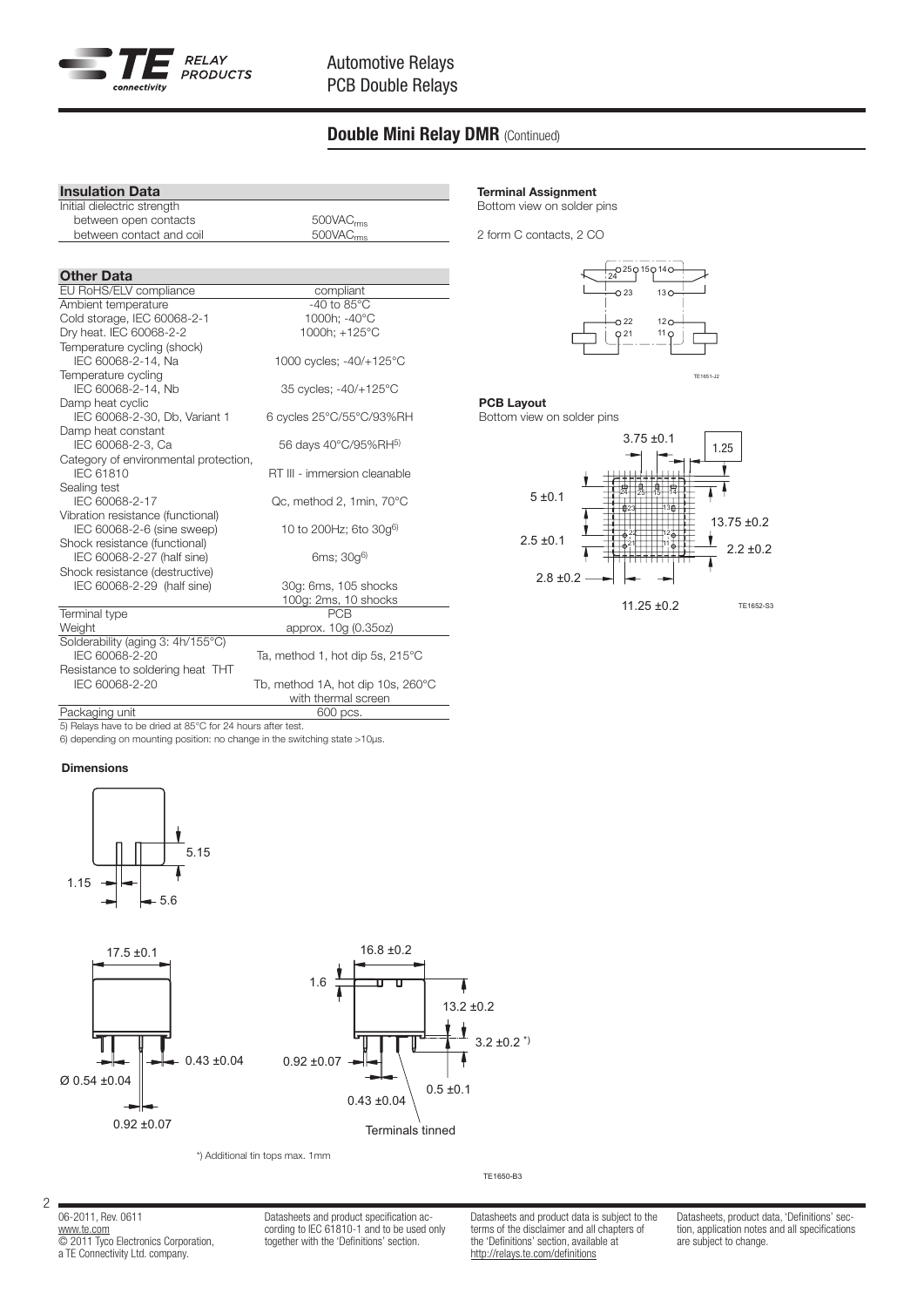## Double Mini Relay DMR (Continued)

**Insulation Data**

| | |
|---|---|
| Initial dielectric strength | |
| between open contacts | $500VAC_{rms}$ |
| between contact and coil | $500VAC_{rms}$ |

**Other Data**

| | |
|---|---|
| EU RoHS/ELV compliance | compliant |
| Ambient temperature | -40 to 85°C |
| Cold storage, IEC 60068-2-1 | 1000h; -40°C |
| Dry heat. IEC 60068-2-2 | 1000h; +125°C |
| Temperature cycling (shock) IEC 60068-2-14, Na | 1000 cycles; -40/+125°C |
| Temperature cycling IEC 60068-2-14, Nb | 35 cycles; -40/+125°C |
| Damp heat cyclic IEC 60068-2-30, Db, Variant 1 | 6 cycles 25°C/55°C/93%RH |
| Damp heat constant IEC 60068-2-3, Ca | 56 days 40°C/95%RH[5] |
| Category of environmental protection, IEC 61810 | RT III - immersion cleanable |
| Sealing test IEC 60068-2-17 | Qc, method 2, 1min, 70°C |
| Vibration resistance (functional) IEC 60068-2-6 (sine sweep) | 10 to 200Hz; 6to 30g[6] |
| Shock resistance (functional) IEC 60068-2-27 (half sine) | 6ms; 30g[6] |
| Shock resistance (destructive) IEC 60068-2-29 (half sine) | 30g: 6ms, 105 shocks<br>100g: 2ms, 10 shocks |
| Terminal type | PCB |
| Weight | approx. 10g (0.35oz) |
| Solderability (aging 3: 4h/155°C) IEC 60068-2-20 | Ta, method 1, hot dip 5s, 215°C |
| Resistance to soldering heat THT IEC 60068-2-20 | Tb, method 1A, hot dip 10s, 260°C with thermal screen |
| Packaging unit | 600 pcs. |

5) Relays have to be dried at 85°C for 24 hours after test.
6) depending on mounting position: no change in the switching state >10µs.

**Terminal Assignment**
Bottom view on solder pins

2 form C contacts, 2 CO

24 25 15 14
23 13
22 12
21 11

TE1651-J2

**PCB Layout**
Bottom view on solder pins

3.75 ±0.1
1.25
5 ±0.1
13.75 ±0.2
2.5 ±0.1
2.2 ±0.2
2.8 ±0.2
11.25 ±0.2

TE1652-S3

**Dimensions**

5.15
1.15
5.6

17.5 ±0.1
0.43 ±0.04
Ø 0.54 ±0.04
0.92 ±0.07

16.8 ±0.2
1.6
13.2 ±0.2
3.2 ±0.2 *)
0.92 ±0.07
0.5 ±0.1
0.43 ±0.04
Terminals tinned

*) Additional tin tops max. 1mm

TE1650-B3

06-2011, Rev. 0611
www.te.com
© 2011 Tyco Electronics Corporation, a TE Connectivity Ltd. company.

Datasheets and product specification according to IEC 61810-1 and to be used only together with the 'Definitions' section.

Datasheets and product data is subject to the terms of the disclaimer and all chapters of the 'Definitions' section, available at http://relays.te.com/definitions

Datasheets, product data, 'Definitions' section, application notes and all specifications are subject to change.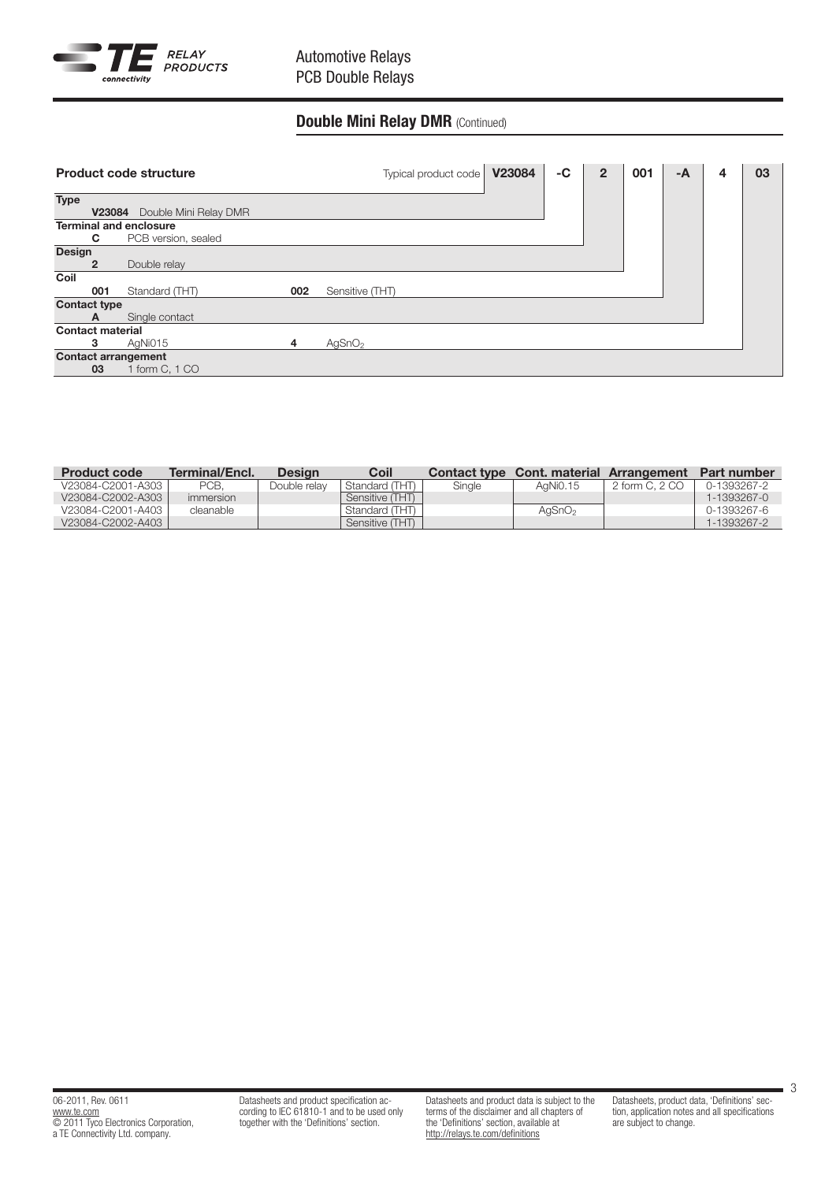## Double Mini Relay DMR (Continued)

**Product code structure**

| Typical product code | V23084 | -C | 2 | 001 | -A | 4 | 03 |
|---|---|---|---|---|---|---|---|

**Type**
**V23084** Double Mini Relay DMR

**Terminal and enclosure**
**C** PCB version, sealed

**Design**
**2** Double relay

**Coil**
**001** Standard (THT) **002** Sensitive (THT)

**Contact type**
**A** Single contact

**Contact material**
**3** AgNi015 **4** $AgSnO_2$

**Contact arrangement**
**03** 1 form C, 1 CO

| Product code | Terminal/Encl. | Design | Coil | Contact type | Cont. material | Arrangement | Part number |
|---|---|---|---|---|---|---|---|
| V23084-C2001-A303 | PCB, | Double relay | Standard (THT) | Single | AgNi0.15 | 2 form C, 2 CO | 0-1393267-2 |
| V23084-C2002-A303 | immersion | | Sensitive (THT) | | | | 1-1393267-0 |
| V23084-C2001-A403 | cleanable | | Standard (THT) | | $AgSnO_2$ | | 0-1393267-6 |
| V23084-C2002-A403 | | | Sensitive (THT) | | | | 1-1393267-2 |

06-2011, Rev. 0611
www.te.com
© 2011 Tyco Electronics Corporation,
a TE Connectivity Ltd. company.

Datasheets and product specification according to IEC 61810-1 and to be used only together with the 'Definitions' section.

Datasheets and product data is subject to the terms of the disclaimer and all chapters of the 'Definitions' section, available at http://relays.te.com/definitions

Datasheets, product data, 'Definitions' section, application notes and all specifications are subject to change.